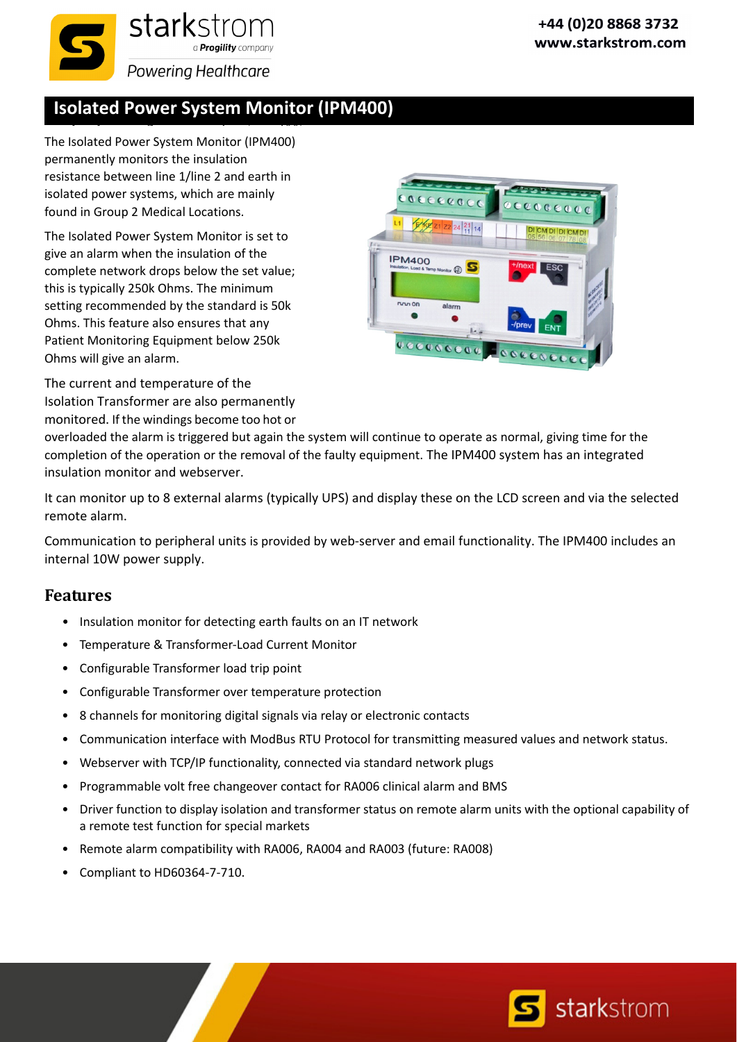# Isolated Power System Monitor (IPM400)

The Isolated Power System Monitor (IPM400) permanently monitors the insulation resistance between line 1/line 2 and earth in isolated power systems, which are mainly found in Group 2 Medical Locations.

The Isolated Power System Monitor is set to give an alarm when the insulation of the complete network drops below the set value; this is typically 250k Ohms. The minimum setting recommended by the standard is 50k Ohms. This feature also ensures that any Patient Monitoring Equipment below 250k Ohms will give an alarm.

The current and temperature of the Isolation Transformer are also permanently monitored. If the windings become too hot or overloaded the alarm is triggered but again the system will continue to operate as normal, giving time for the completion of the operation or the removal of the faulty equipment. The IPM400 system has an integrated insulation monitor and webserver.

It can monitor up to 8 external alarms (typically UPS) and display these on the LCD screen and via the selected remote alarm.

Communication to peripheral units is provided by web-server and email functionality. The IPM400 includes an internal 10W power supply.

## Features

- Insulation monitor for detecting earth faults on an IT network
- Temperature & Transformer-Load Current Monitor
- Configurable Transformer load trip point
- Configurable Transformer over temperature protection
- 8 channels for monitoring digital signals via relay or electronic contacts
- Communication interface with ModBus RTU Protocol for transmitting measured values and network status.
- Webserver with TCP/IP functionality, connected via standard network plugs
- Programmable volt free changeover contact for RA006 clinical alarm and BMS
- Driver function to display isolation and transformer status on remote alarm units with the optional capability of a remote test function for special markets
- Remote alarm compatibility with RA006, RA004 and RA003 (future: RA008)
- Compliant to HD60364-7-710.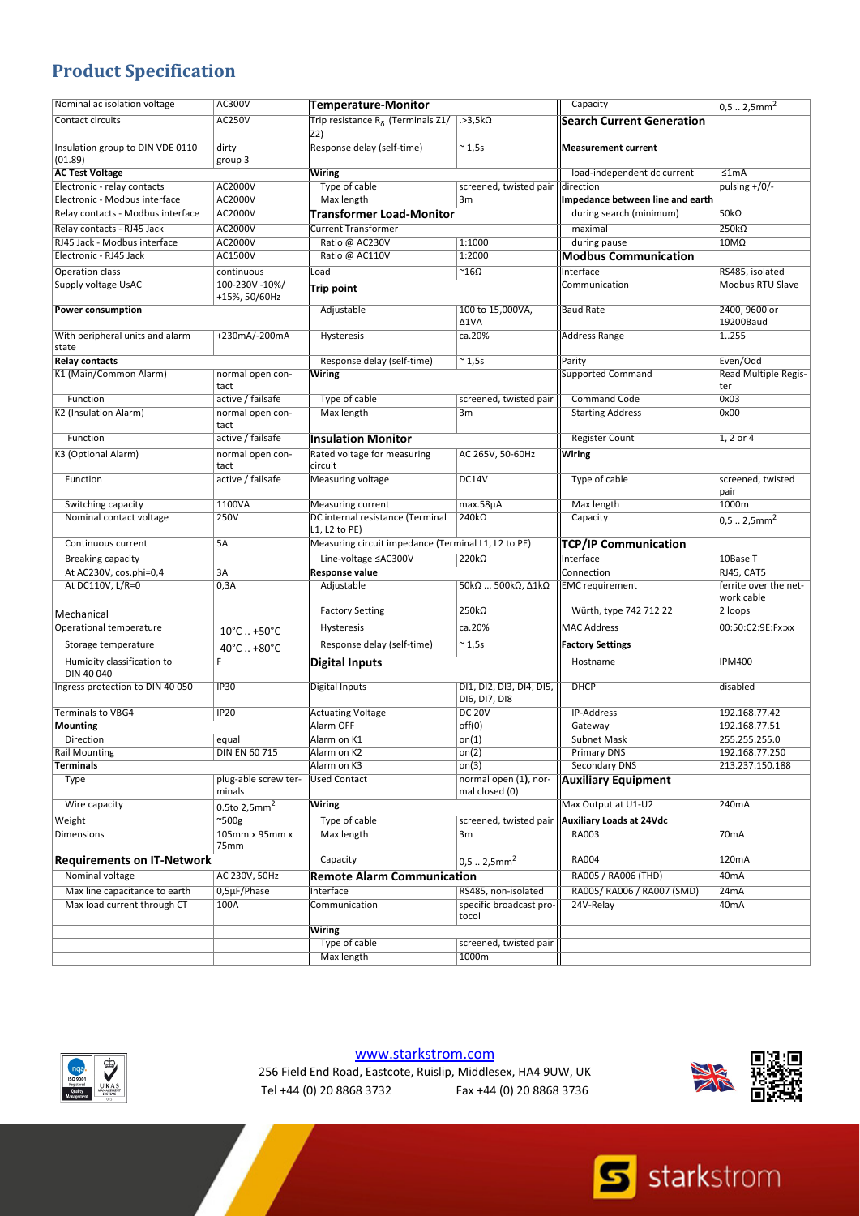# Product Specification

| | | | | | |
|---|---|---|---|---|---|
| Nominal ac isolation voltage | AC300V | **Temperature-Monitor** | | Capacity | 0,5 .. 2,5mm² |
| Contact circuits | AC250V | Trip resistance $R_\delta$ (Terminals Z1/ Z2) | .>3,5kΩ | **Search Current Generation** | |
| Insulation group to DIN VDE 0110 (01.89) | dirty group 3 | Response delay (self-time) | ~ 1,5s | **Measurement current** | |
| **AC Test Voltage** | | **Wiring** | | load-independent dc current | ≤1mA |
| Electronic - relay contacts | AC2000V | Type of cable | screened, twisted pair | direction | pulsing +/0/- |
| Electronic - Modbus interface | AC2000V | Max length | 3m | **Impedance between line and earth** | |
| Relay contacts - Modbus interface | AC2000V | **Transformer Load-Monitor** | | during search (minimum) | 50kΩ |
| Relay contacts - RJ45 Jack | AC2000V | Current Transformer | | maximal | 250kΩ |
| RJ45 Jack - Modbus interface | AC2000V | Ratio @ AC230V | 1:1000 | during pause | 10MΩ |
| Electronic - RJ45 Jack | AC1500V | Ratio @ AC110V | 1:2000 | **Modbus Communication** | |
| Operation class | continuous | Load | ~16Ω | Interface | RS485, isolated |
| Supply voltage UsAC | 100-230V -10%/ +15%, 50/60Hz | **Trip point** | | Communication | Modbus RTU Slave |
| **Power consumption** | | Adjustable | 100 to 15,000VA, Δ1VA | Baud Rate | 2400, 9600 or 19200Baud |
| With peripheral units and alarm state | +230mA/-200mA | Hysteresis | ca.20% | Address Range | 1..255 |
| **Relay contacts** | | Response delay (self-time) | ~ 1,5s | Parity | Even/Odd |
| K1 (Main/Common Alarm) | normal open contact | **Wiring** | | Supported Command | Read Multiple Register |
| Function | active / failsafe | Type of cable | screened, twisted pair | Command Code | 0x03 |
| K2 (Insulation Alarm) | normal open contact | Max length | 3m | Starting Address | 0x00 |
| Function | active / failsafe | **Insulation Monitor** | | Register Count | 1, 2 or 4 |
| K3 (Optional Alarm) | normal open contact | Rated voltage for measuring circuit | AC 265V, 50-60Hz | **Wiring** | |
| Function | active / failsafe | Measuring voltage | DC14V | Type of cable | screened, twisted pair |
| Switching capacity | 1100VA | Measuring current | max.58µA | Max length | 1000m |
| Nominal contact voltage | 250V | DC internal resistance (Terminal L1, L2 to PE) | 240kΩ | Capacity | 0,5 .. 2,5mm² |
| Continuous current | 5A | Measuring circuit impedance (Terminal L1, L2 to PE) | | **TCP/IP Communication** | |
| Breaking capacity | | Line-voltage ≤AC300V | 220kΩ | Interface | 10Base T |
| At AC230V, cos.phi=0,4 | 3A | **Response value** | | Connection | RJ45, CAT5 |
| At DC110V, L/R=0 | 0,3A | Adjustable | 50kΩ ... 500kΩ, Δ1kΩ | EMC requirement | ferrite over the network cable |
| Mechanical | | Factory Setting | 250kΩ | Würth, type 742 712 22 | 2 loops |
| Operational temperature | -10°C .. +50°C | Hysteresis | ca.20% | MAC Address | 00:50:C2:9E:Fx:xx |
| Storage temperature | -40°C .. +80°C | Response delay (self-time) | ~ 1,5s | **Factory Settings** | |
| Humidity classification to DIN 40 040 | F | **Digital Inputs** | | Hostname | IPM400 |
| Ingress protection to DIN 40 050 | IP30 | Digital Inputs | DI1, DI2, DI3, DI4, DI5, DI6, DI7, DI8 | DHCP | disabled |
| Terminals to VBG4 | IP20 | Actuating Voltage | DC 20V | IP-Address | 192.168.77.42 |
| **Mounting** | | Alarm OFF | off(0) | Gateway | 192.168.77.51 |
| Direction | equal | Alarm on K1 | on(1) | Subnet Mask | 255.255.255.0 |
| Rail Mounting | DIN EN 60 715 | Alarm on K2 | on(2) | Primary DNS | 192.168.77.250 |
| **Terminals** | | Alarm on K3 | on(3) | Secondary DNS | 213.237.150.188 |
| Type | plug-able screw terminals | Used Contact | normal open (1), normal closed (0) | **Auxiliary Equipment** | |
| Wire capacity | 0.5to 2,5mm² | **Wiring** | | Max Output at U1-U2 | 240mA |
| Weight | ~500g | Type of cable | screened, twisted pair | **Auxiliary Loads at 24Vdc** | |
| Dimensions | 105mm x 95mm x 75mm | Max length | 3m | RA003 | 70mA |
| **Requirements on IT-Network** | | Capacity | 0,5 .. 2,5mm² | RA004 | 120mA |
| Nominal voltage | AC 230V, 50Hz | **Remote Alarm Communication** | | RA005 / RA006 (THD) | 40mA |
| Max line capacitance to earth | 0,5µF/Phase | Interface | RS485, non-isolated | RA005/ RA006 / RA007 (SMD) | 24mA |
| Max load current through CT | 100A | Communication | specific broadcast protocol | 24V-Relay | 40mA |
| | | **Wiring** | | | |
| | | Type of cable | screened, twisted pair | | |
| | | Max length | 1000m | | |

www.starkstrom.com
256 Field End Road, Eastcote, Ruislip, Middlesex, HA4 9UW, UK
Tel +44 (0) 20 8868 3732 Fax +44 (0) 20 8868 3736

starkstrom